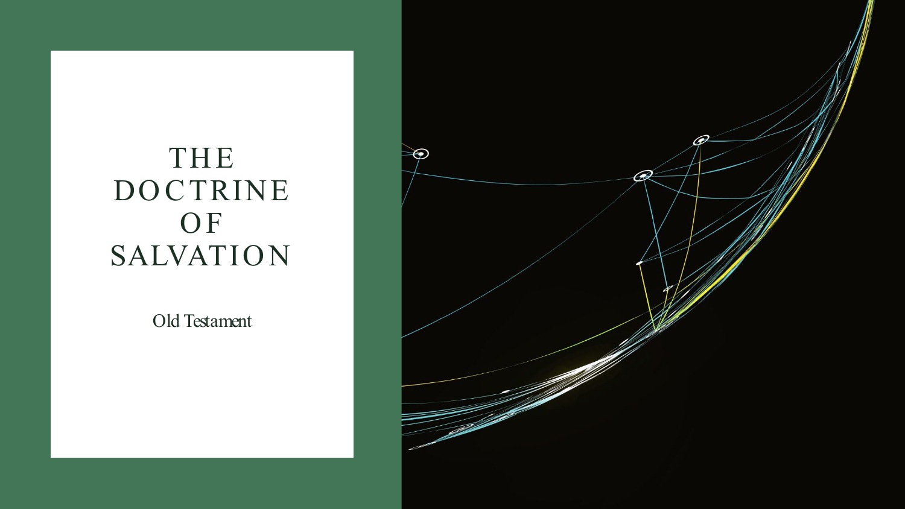# THE DOCTRINE OF SALVATION

Old Testament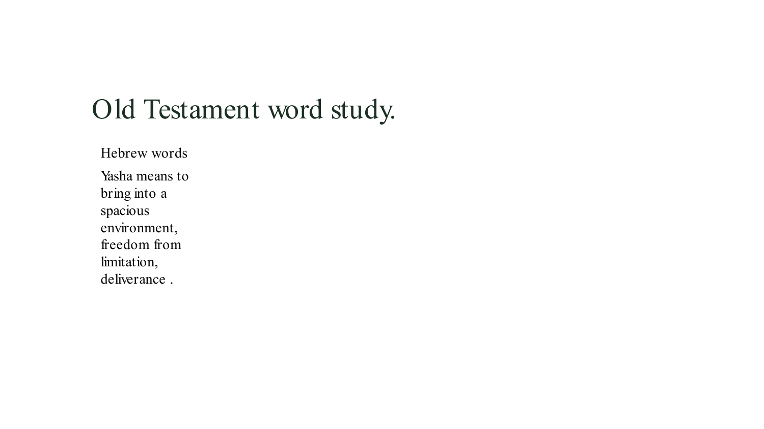# Old Testament word study.

Hebrew words

Yasha means to bring into a spacious environment, freedom from limitation, deliverance .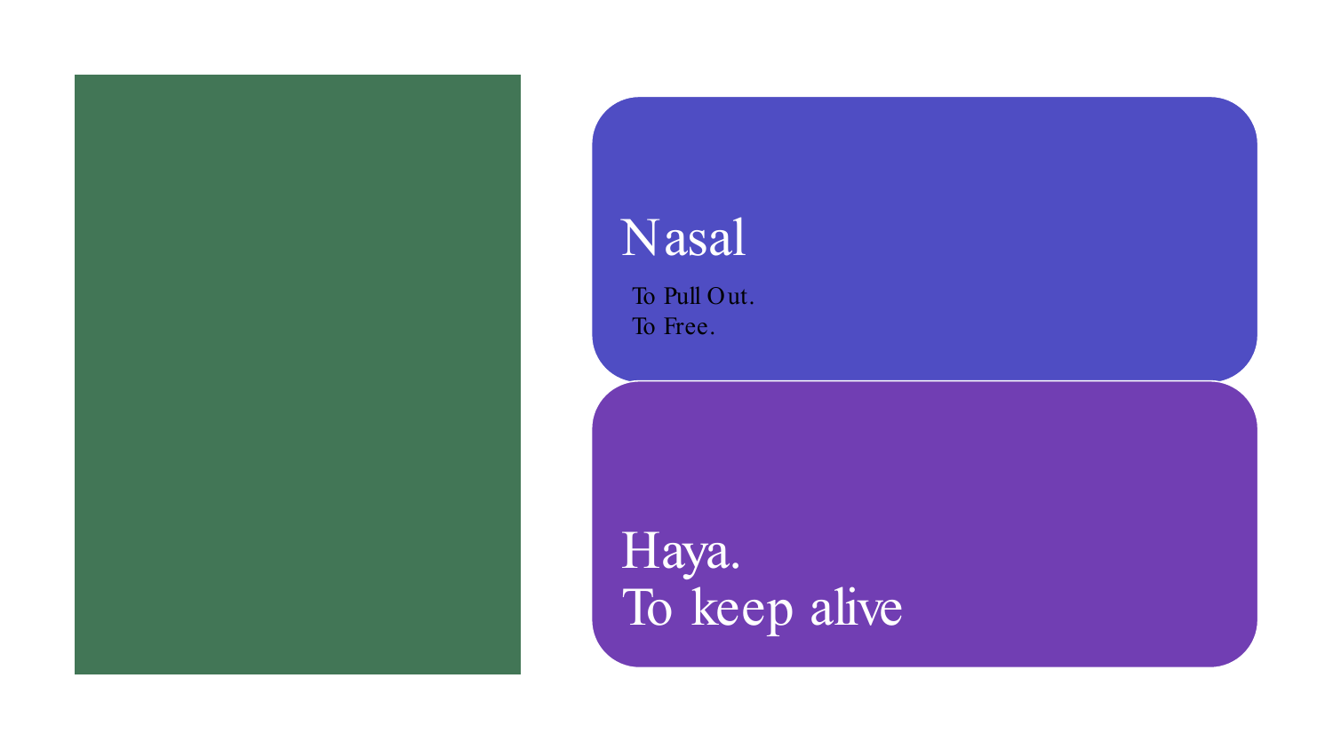## Nasal

To Pull Out.
To Free.

## Haya.
## To keep alive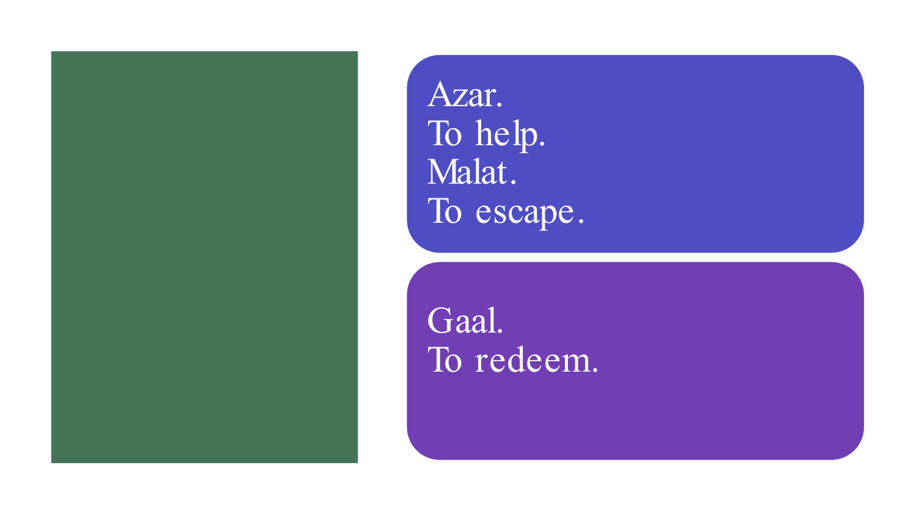Azar.
To help.
Malat.
To escape.

Gaal.
To redeem.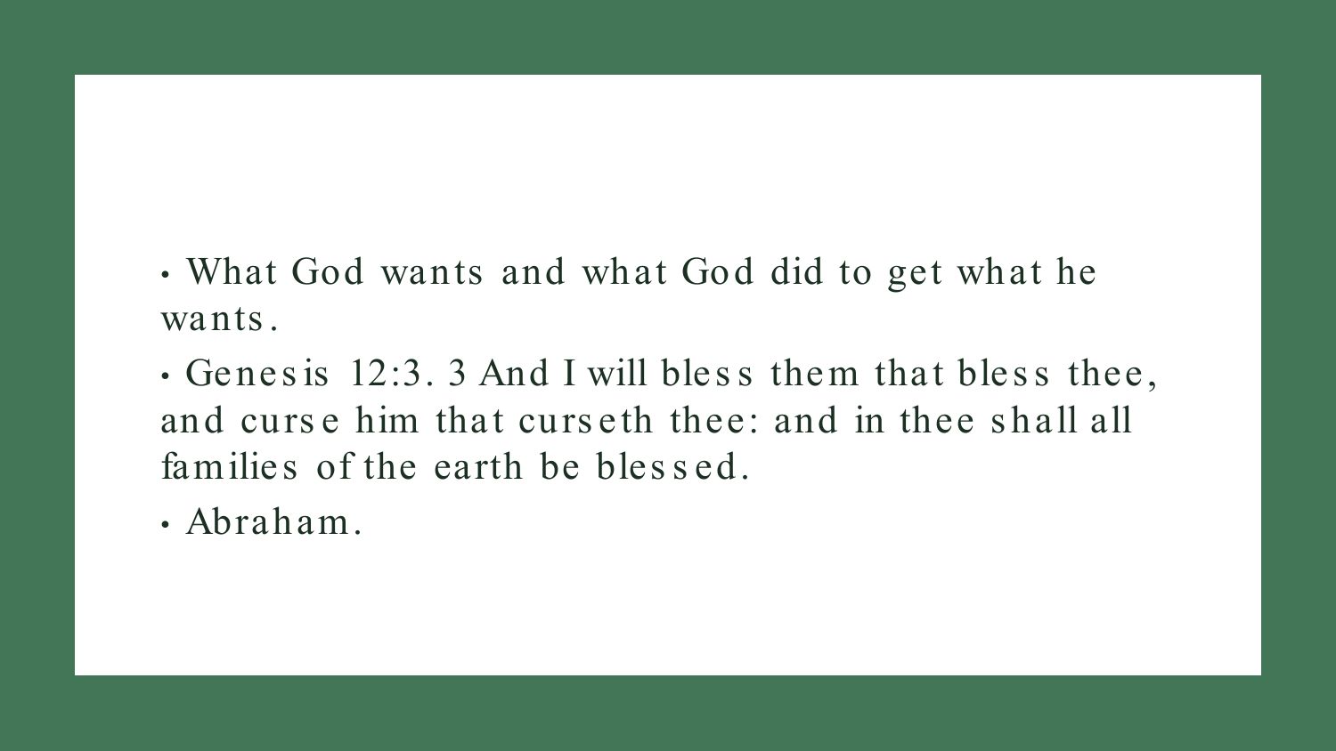- What God wants and what God did to get what he wants.
- Genesis 12:3. 3 And I will bless them that bless thee, and curse him that curseth thee: and in thee shall all families of the earth be blessed.
- Abraham.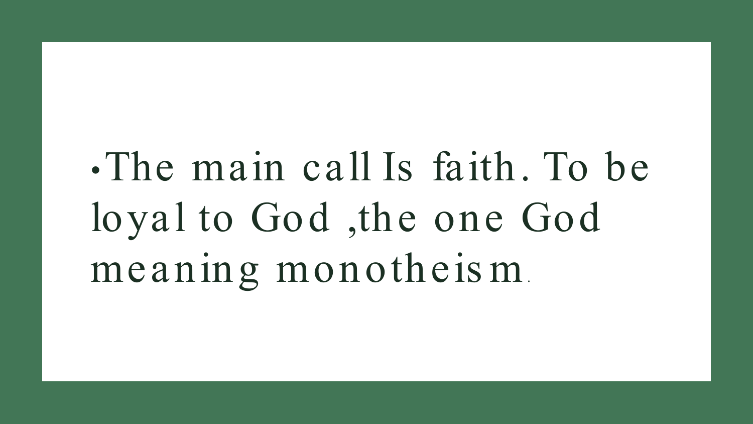- The main call Is faith. To be loyal to God ,the one God meaning monotheism.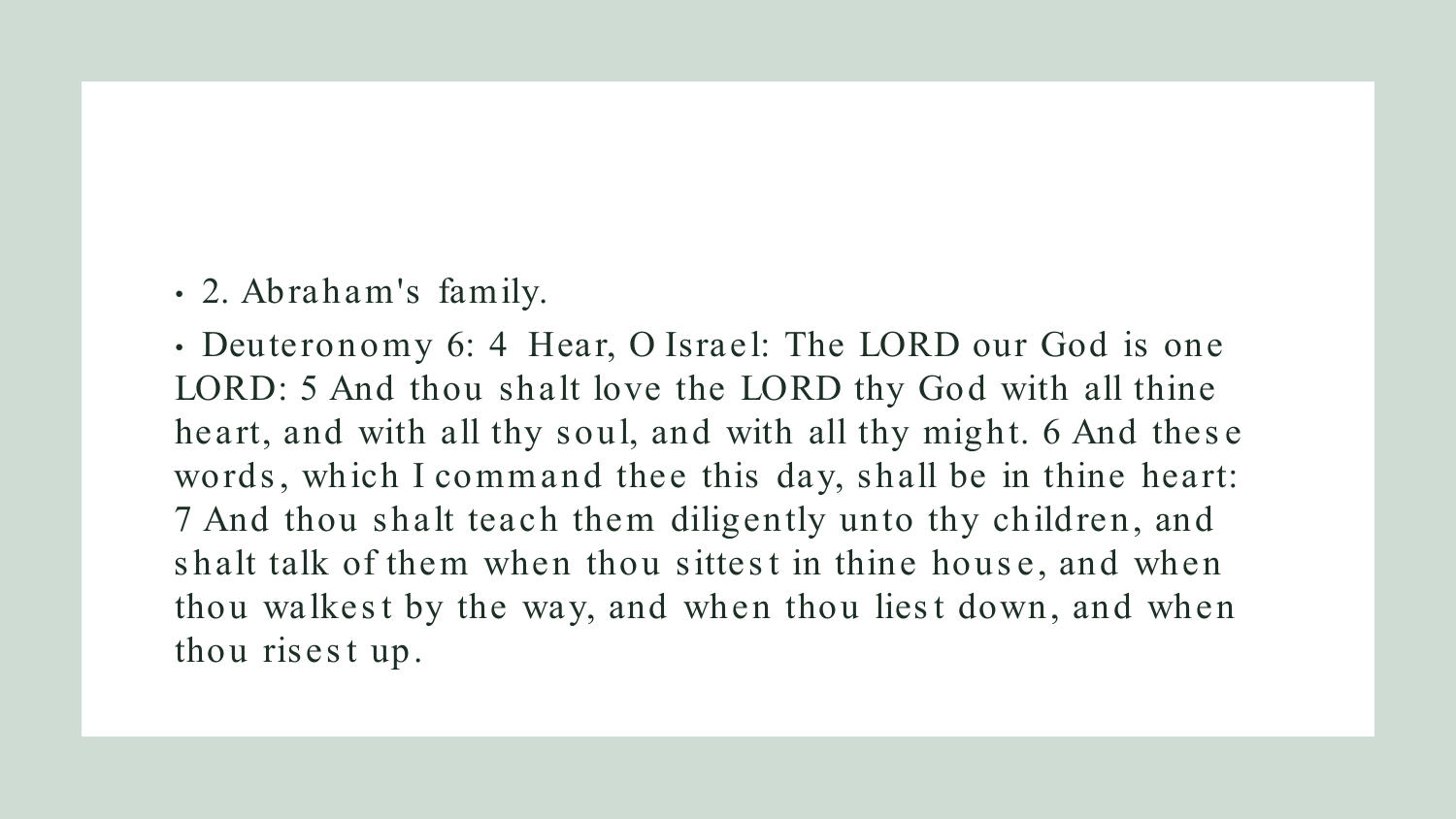- 2. Abraham's family.
- Deuteronomy 6: 4 Hear, O Israel: The LORD our God is one LORD: 5 And thou shalt love the LORD thy God with all thine heart, and with all thy soul, and with all thy might. 6 And these words, which I command thee this day, shall be in thine heart: 7 And thou shalt teach them diligently unto thy children, and shalt talk of them when thou sittest in thine house, and when thou walkest by the way, and when thou liest down, and when thou risest up.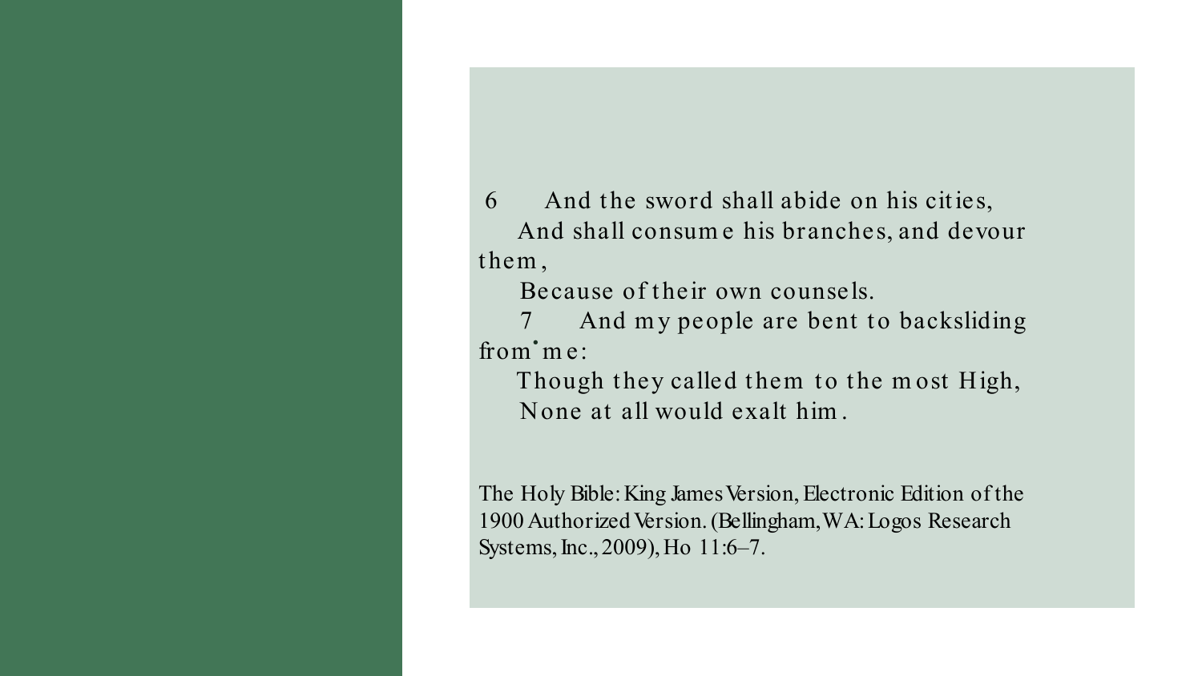6 And the sword shall abide on his cities,
And shall consume his branches, and devour them,
Because of their own counsels.
7 And my people are bent to backsliding from me:
Though they called them to the most High,
None at all would exalt him.

The Holy Bible: King James Version, Electronic Edition of the 1900 Authorized Version. (Bellingham, WA: Logos Research Systems, Inc., 2009), Ho 11:6–7.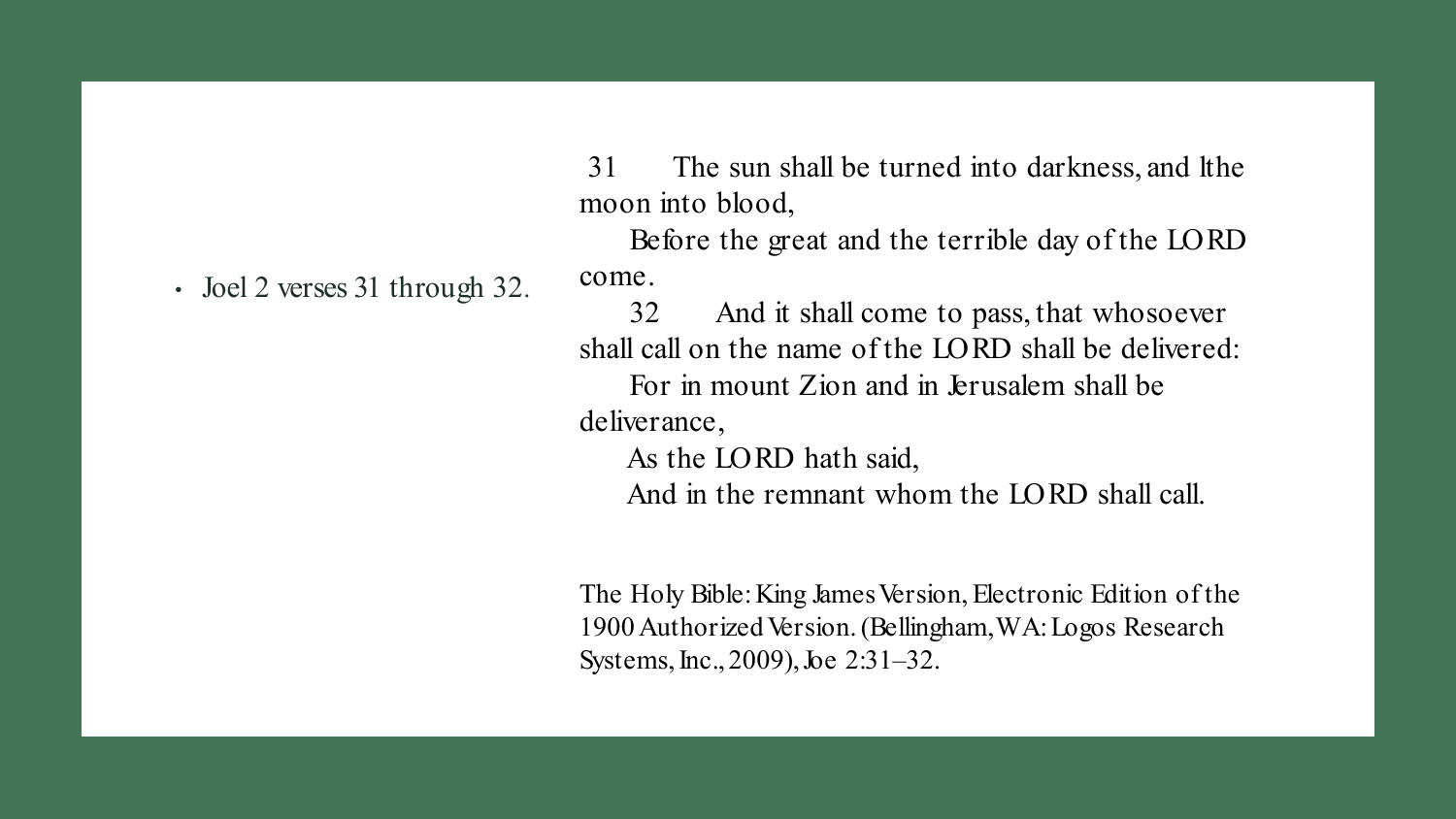- Joel 2 verses 31 through 32.

31 The sun shall be turned into darkness, and lthe moon into blood,
Before the great and the terrible day of the LORD come.
32 And it shall come to pass, that whosoever shall call on the name of the LORD shall be delivered:
For in mount Zion and in Jerusalem shall be deliverance,
As the LORD hath said,
And in the remnant whom the LORD shall call.

The Holy Bible: King James Version, Electronic Edition of the 1900 Authorized Version. (Bellingham, WA: Logos Research Systems, Inc., 2009), Joe 2:31–32.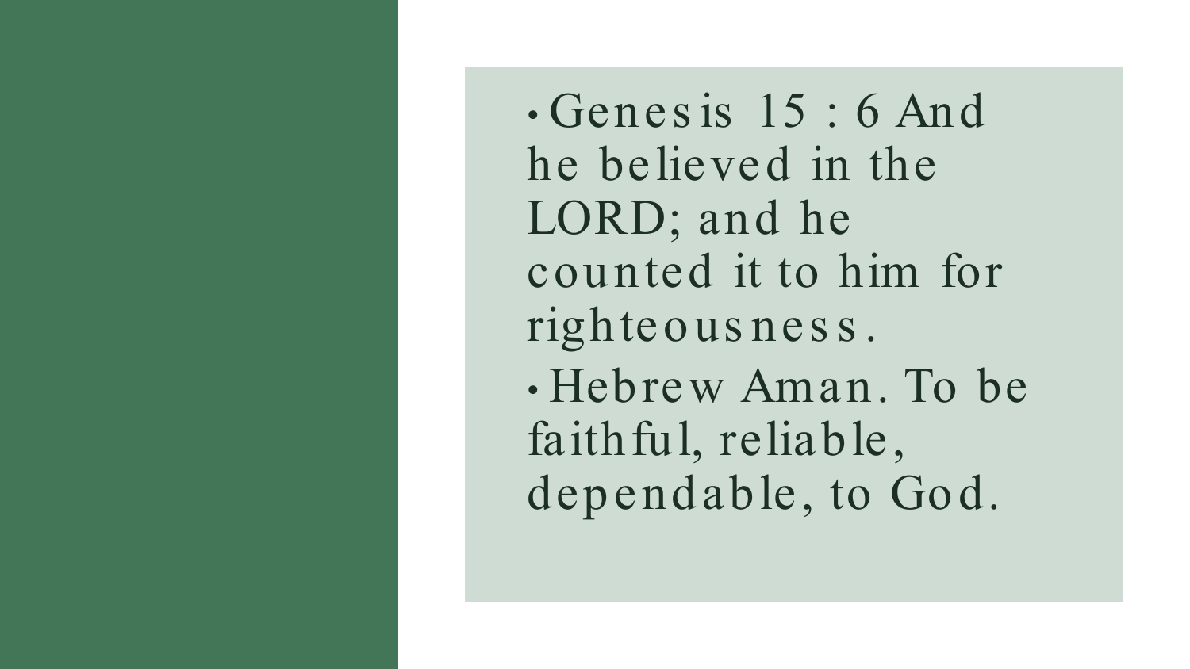- Genesis 15 : 6 And he believed in the LORD; and he counted it to him for righteousness.
- Hebrew Aman. To be faithful, reliable, dependable, to God.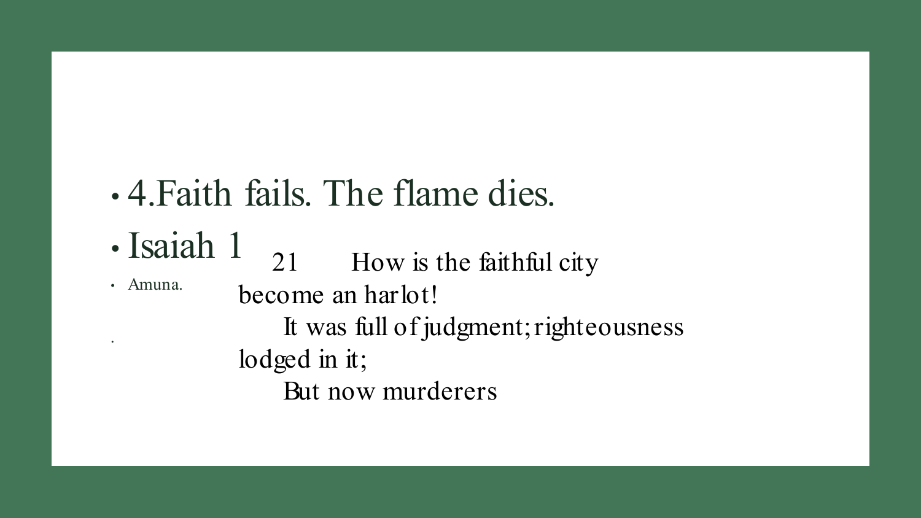- 4.Faith fails. The flame dies.
- Isaiah 1
- Amuna.

21 How is the faithful city
become an harlot!
It was full of judgment; righteousness
lodged in it;
But now murderers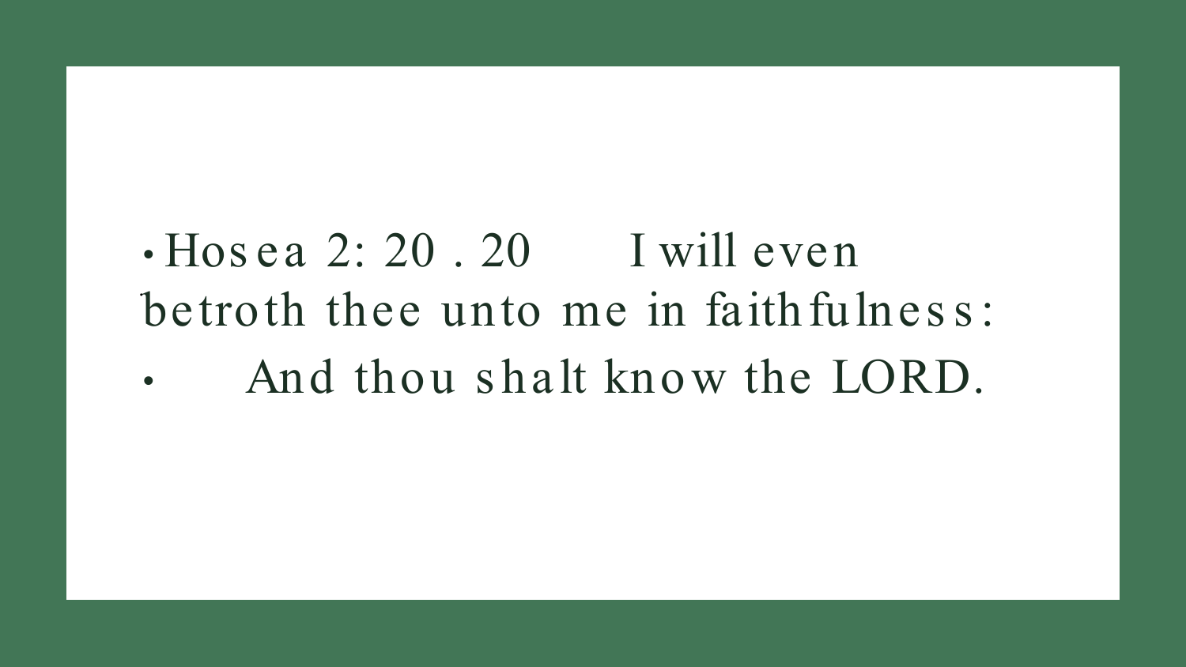- Hosea 2: 20 . 20 I will even betroth thee unto me in faithfulness:
- And thou shalt know the LORD.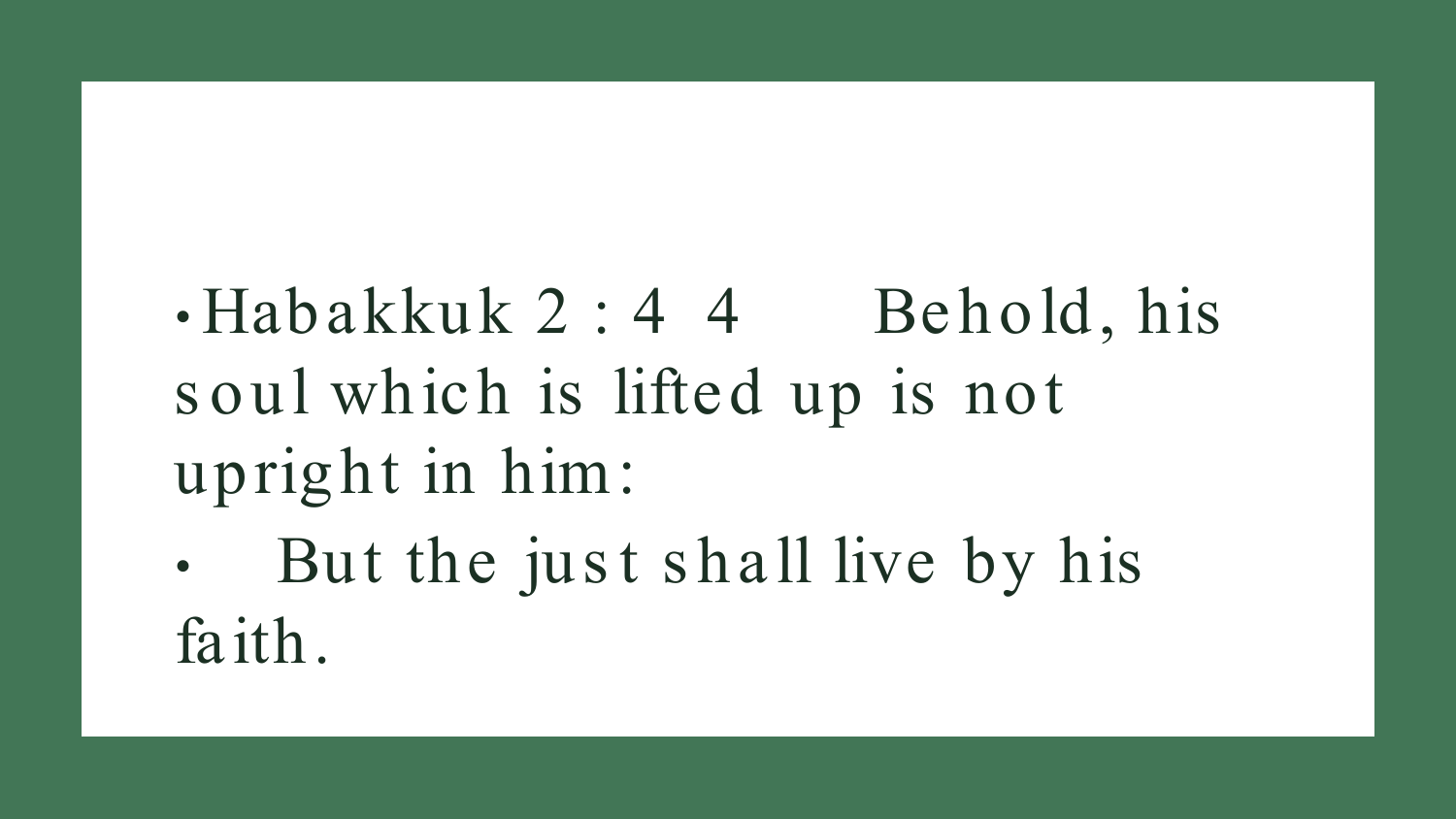- Habakkuk 2 : 4 4 Behold, his soul which is lifted up is not upright in him:
- But the just shall live by his faith.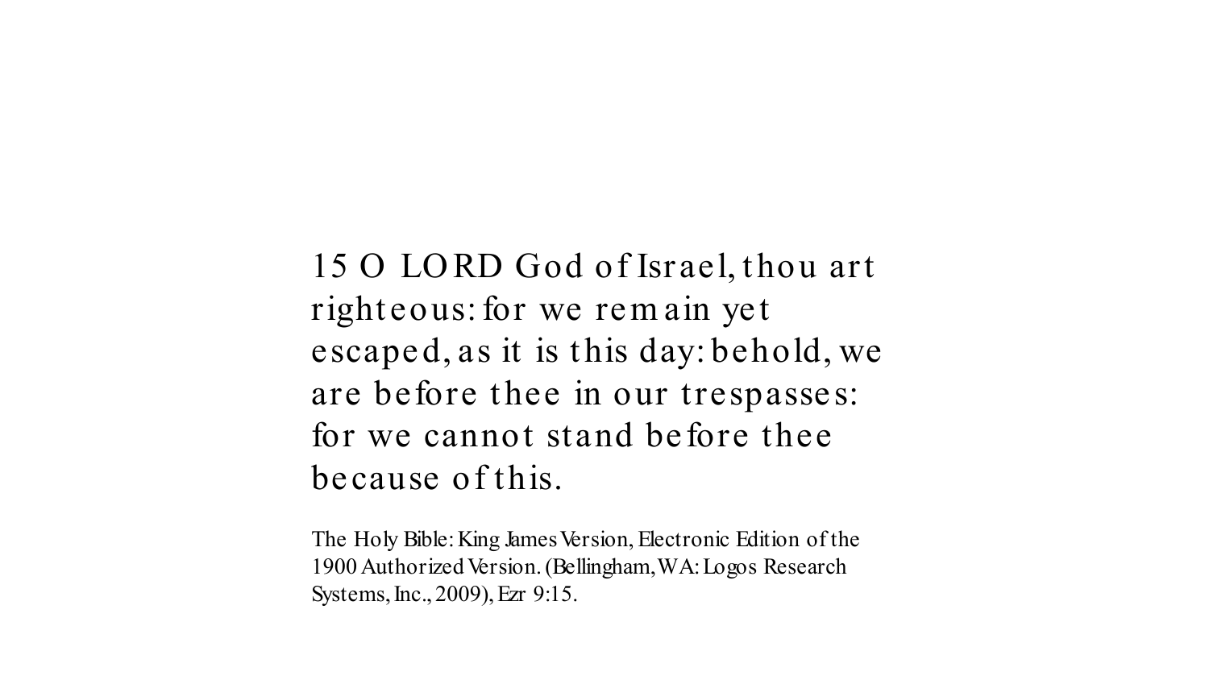15 O LORD God of Israel, thou art righteous: for we remain yet escaped, as it is this day: behold, we are before thee in our trespasses: for we cannot stand before thee because of this.

The Holy Bible: King James Version, Electronic Edition of the 1900 Authorized Version. (Bellingham, WA: Logos Research Systems, Inc., 2009), Ezr 9:15.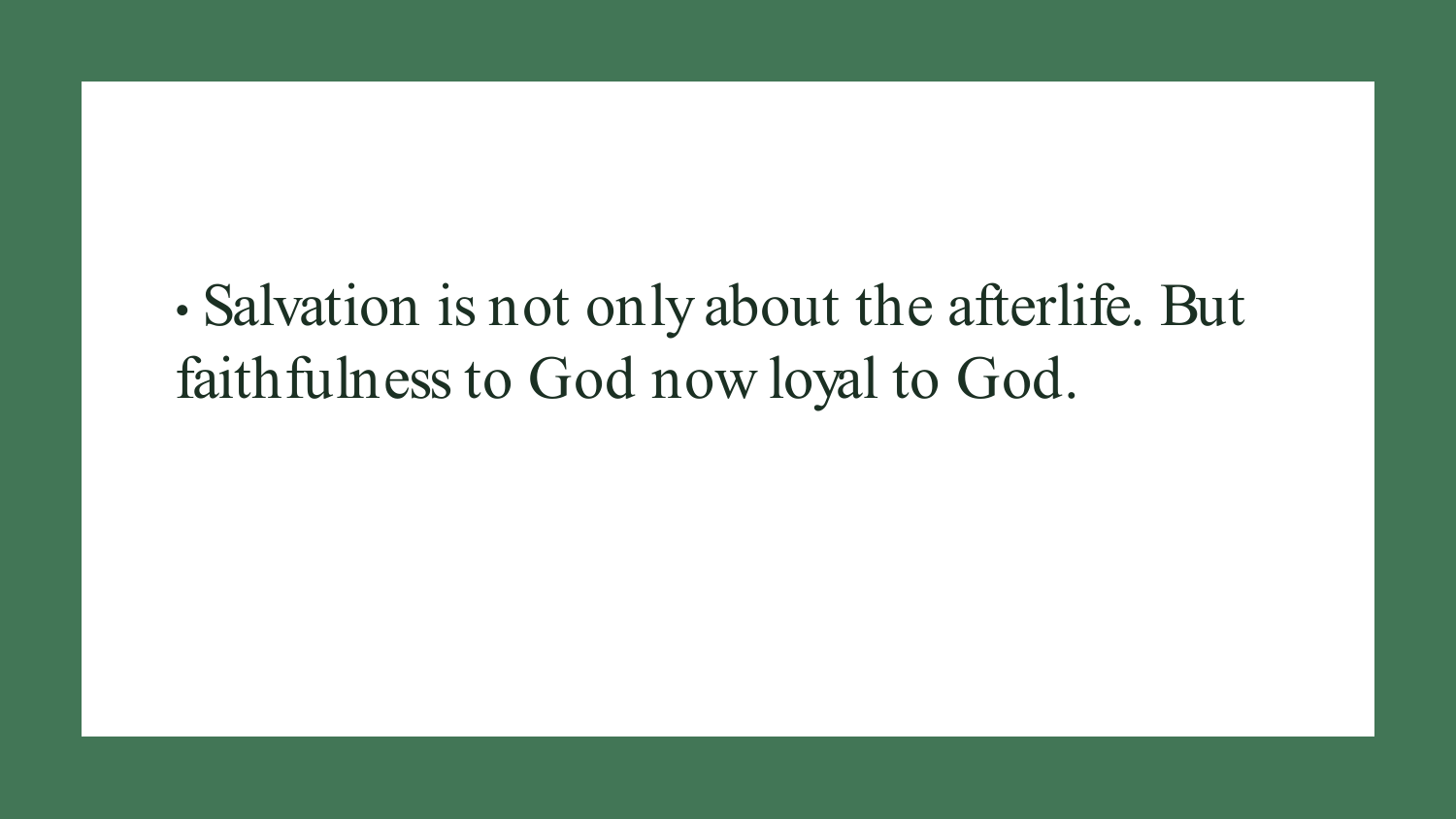- Salvation is not only about the afterlife. But faithfulness to God now loyal to God.